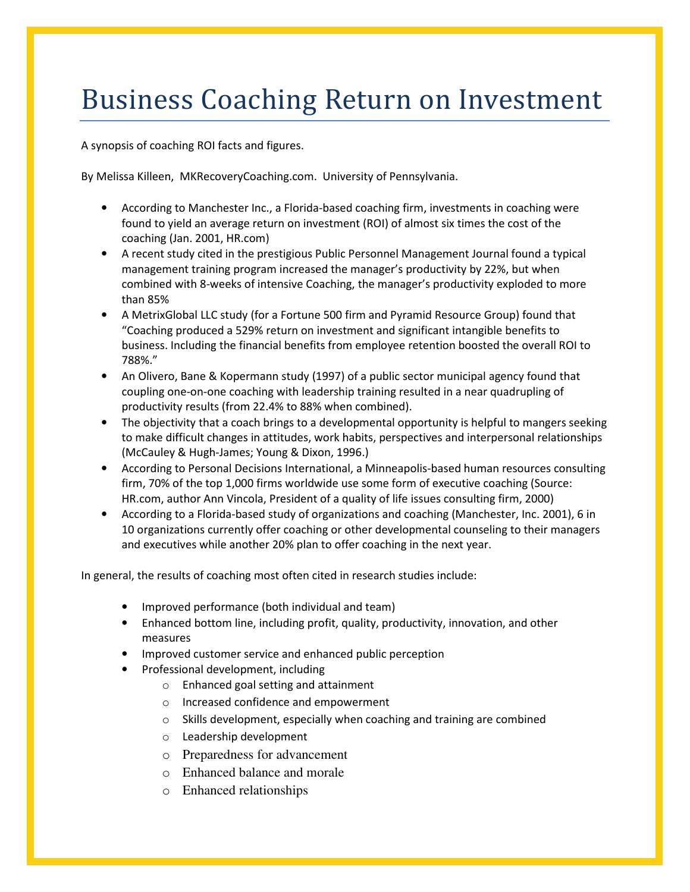# Business Coaching Return on Investment

A synopsis of coaching ROI facts and figures.

By Melissa Killeen, MKRecoveryCoaching.com. University of Pennsylvania.

- According to Manchester Inc., a Florida-based coaching firm, investments in coaching were found to yield an average return on investment (ROI) of almost six times the cost of the coaching (Jan. 2001, HR.com)
- A recent study cited in the prestigious Public Personnel Management Journal found a typical management training program increased the manager's productivity by 22%, but when combined with 8-weeks of intensive Coaching, the manager's productivity exploded to more than 85%
- A MetrixGlobal LLC study (for a Fortune 500 firm and Pyramid Resource Group) found that "Coaching produced a 529% return on investment and significant intangible benefits to business. Including the financial benefits from employee retention boosted the overall ROI to 788%."
- An Olivero, Bane & Kopermann study (1997) of a public sector municipal agency found that coupling one-on-one coaching with leadership training resulted in a near quadrupling of productivity results (from 22.4% to 88% when combined).
- The objectivity that a coach brings to a developmental opportunity is helpful to mangers seeking to make difficult changes in attitudes, work habits, perspectives and interpersonal relationships (McCauley & Hugh-James; Young & Dixon, 1996.)
- According to Personal Decisions International, a Minneapolis-based human resources consulting firm, 70% of the top 1,000 firms worldwide use some form of executive coaching (Source: HR.com, author Ann Vincola, President of a quality of life issues consulting firm, 2000)
- According to a Florida-based study of organizations and coaching (Manchester, Inc. 2001), 6 in 10 organizations currently offer coaching or other developmental counseling to their managers and executives while another 20% plan to offer coaching in the next year.

In general, the results of coaching most often cited in research studies include:

- Improved performance (both individual and team)
- Enhanced bottom line, including profit, quality, productivity, innovation, and other measures
- Improved customer service and enhanced public perception
- Professional development, including
  - Enhanced goal setting and attainment
  - Increased confidence and empowerment
  - Skills development, especially when coaching and training are combined
  - Leadership development
  - Preparedness for advancement
  - Enhanced balance and morale
  - Enhanced relationships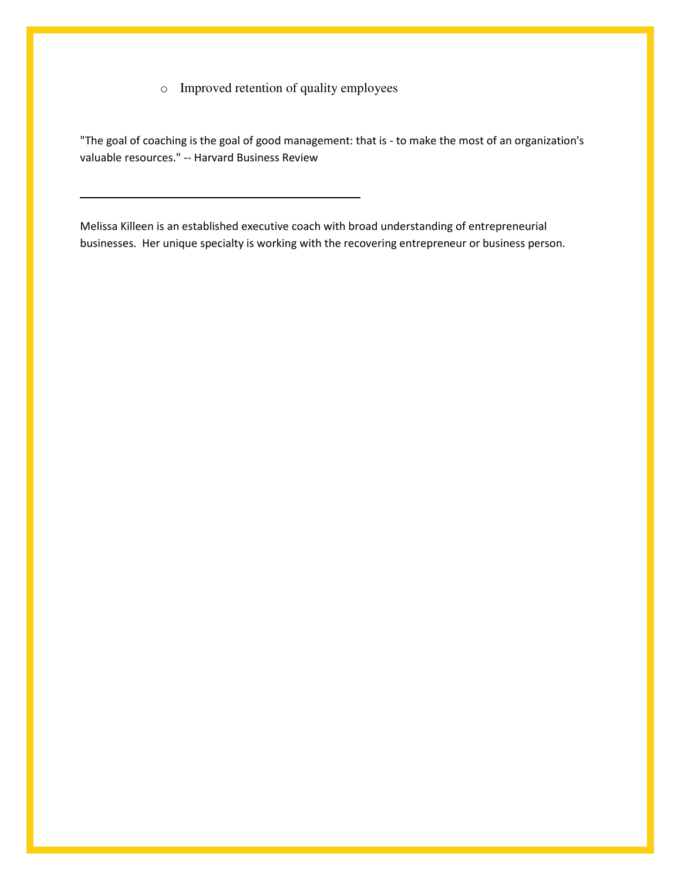- Improved retention of quality employees

"The goal of coaching is the goal of good management: that is - to make the most of an organization's valuable resources." -- Harvard Business Review

---

Melissa Killeen is an established executive coach with broad understanding of entrepreneurial businesses. Her unique specialty is working with the recovering entrepreneur or business person.